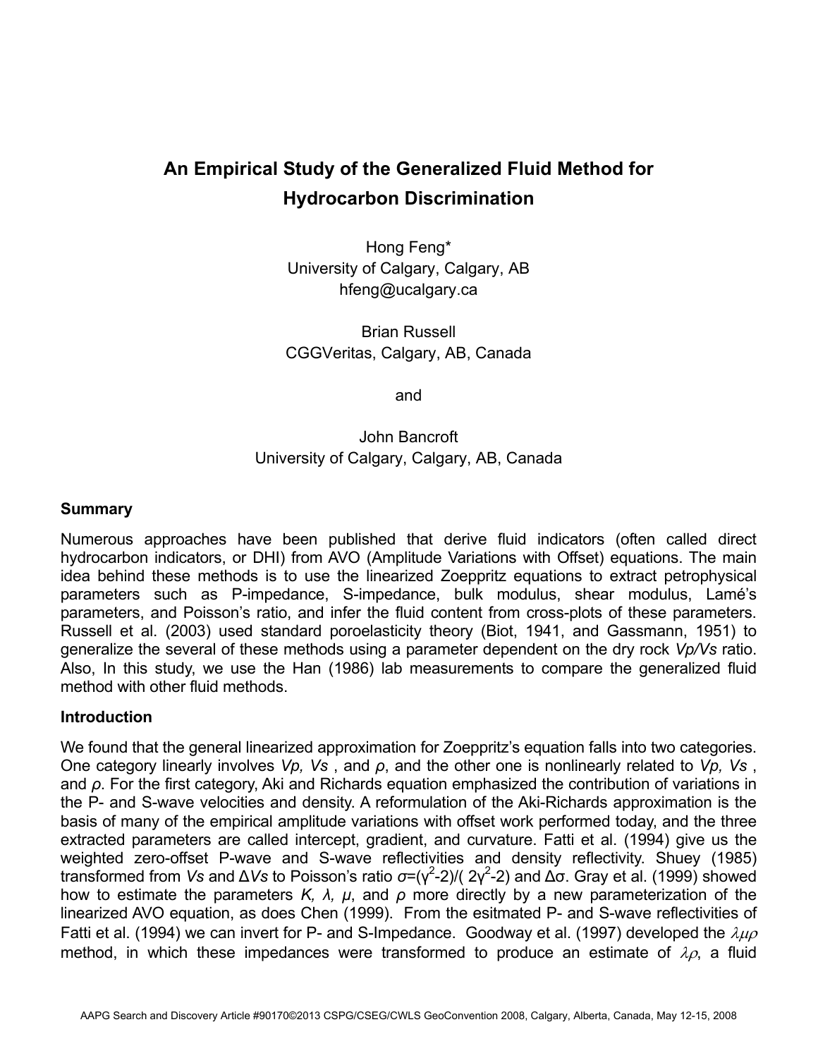# An Empirical Study of the Generalized Fluid Method for Hydrocarbon Discrimination

Hong Feng*
University of Calgary, Calgary, AB
hfeng@ucalgary.ca

Brian Russell
CGGVeritas, Calgary, AB, Canada

and

John Bancroft
University of Calgary, Calgary, AB, Canada

## Summary

Numerous approaches have been published that derive fluid indicators (often called direct hydrocarbon indicators, or DHI) from AVO (Amplitude Variations with Offset) equations. The main idea behind these methods is to use the linearized Zoeppritz equations to extract petrophysical parameters such as P-impedance, S-impedance, bulk modulus, shear modulus, Lamé's parameters, and Poisson's ratio, and infer the fluid content from cross-plots of these parameters. Russell et al. (2003) used standard poroelasticity theory (Biot, 1941, and Gassmann, 1951) to generalize the several of these methods using a parameter dependent on the dry rock *Vp/Vs* ratio. Also, In this study, we use the Han (1986) lab measurements to compare the generalized fluid method with other fluid methods.

## Introduction

We found that the general linearized approximation for Zoeppritz's equation falls into two categories. One category linearly involves *Vp, Vs* , and *ρ*, and the other one is nonlinearly related to *Vp, Vs* , and *ρ*. For the first category, Aki and Richards equation emphasized the contribution of variations in the P- and S-wave velocities and density. A reformulation of the Aki-Richards approximation is the basis of many of the empirical amplitude variations with offset work performed today, and the three extracted parameters are called intercept, gradient, and curvature. Fatti et al. (1994) give us the weighted zero-offset P-wave and S-wave reflectivities and density reflectivity. Shuey (1985) transformed from *Vs* and Δ*Vs* to Poisson's ratio $\sigma=(\gamma^2-2)/(2\gamma^2-2)$ and Δσ. Gray et al. (1999) showed how to estimate the parameters *K, λ, μ*, and *ρ* more directly by a new parameterization of the linearized AVO equation, as does Chen (1999). From the esitmated P- and S-wave reflectivities of Fatti et al. (1994) we can invert for P- and S-Impedance. Goodway et al. (1997) developed the $\lambda\mu\rho$ method, in which these impedances were transformed to produce an estimate of $\lambda\rho$, a fluid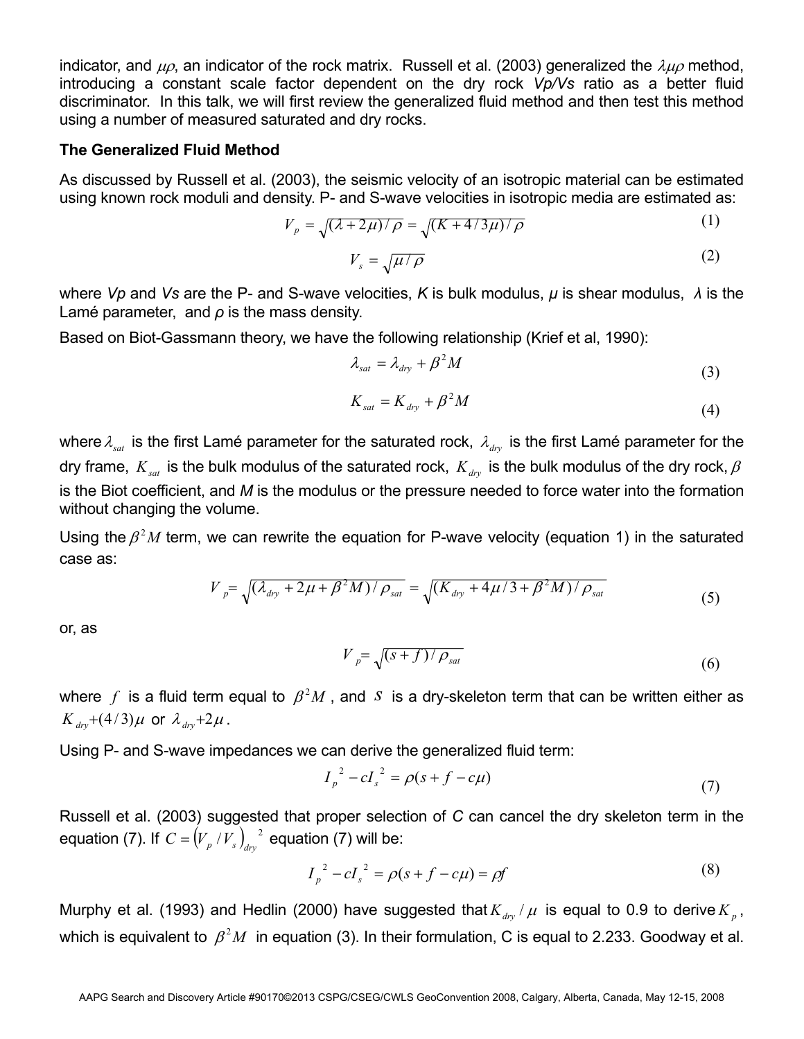indicator, and $\mu\rho$, an indicator of the rock matrix. Russell et al. (2003) generalized the $\lambda\mu\rho$ method, introducing a constant scale factor dependent on the dry rock *Vp/Vs* ratio as a better fluid discriminator. In this talk, we will first review the generalized fluid method and then test this method using a number of measured saturated and dry rocks.

**The Generalized Fluid Method**

As discussed by Russell et al. (2003), the seismic velocity of an isotropic material can be estimated using known rock moduli and density. P- and S-wave velocities in isotropic media are estimated as:

$$V_p = \sqrt{(\lambda + 2\mu)/\rho} = \sqrt{(K + 4/3\mu)/\rho} \tag{1}$$

$$V_s = \sqrt{\mu/\rho} \tag{2}$$

where *Vp* and *Vs* are the P- and S-wave velocities, *K* is bulk modulus, *μ* is shear modulus, *λ* is the Lamé parameter, and *ρ* is the mass density.

Based on Biot-Gassmann theory, we have the following relationship (Krief et al, 1990):

$$\lambda_{sat} = \lambda_{dry} + \beta^2 M \tag{3}$$

$$K_{sat} = K_{dry} + \beta^2 M \tag{4}$$

where $\lambda_{sat}$ is the first Lamé parameter for the saturated rock, $\lambda_{dry}$ is the first Lamé parameter for the dry frame, $K_{sat}$ is the bulk modulus of the saturated rock, $K_{dry}$ is the bulk modulus of the dry rock, $\beta$ is the Biot coefficient, and *M* is the modulus or the pressure needed to force water into the formation without changing the volume.

Using the $\beta^2 M$ term, we can rewrite the equation for P-wave velocity (equation 1) in the saturated case as:

$$V_p = \sqrt{(\lambda_{dry} + 2\mu + \beta^2 M)/\rho_{sat}} = \sqrt{(K_{dry} + 4\mu/3 + \beta^2 M)/\rho_{sat}} \tag{5}$$

or, as

$$V_p = \sqrt{(s + f)/\rho_{sat}} \tag{6}$$

where $f$ is a fluid term equal to $\beta^2 M$, and $s$ is a dry-skeleton term that can be written either as $K_{dry} + (4/3)\mu$ or $\lambda_{dry} + 2\mu$.

Using P- and S-wave impedances we can derive the generalized fluid term:

$$I_p^{\,2} - cI_s^{\,2} = \rho(s + f - c\mu) \tag{7}$$

Russell et al. (2003) suggested that proper selection of *C* can cancel the dry skeleton term in the equation (7). If $C = \left(V_p / V_s\right)_{dry}^{\,2}$ equation (7) will be:

$$I_p^{\,2} - cI_s^{\,2} = \rho(s + f - c\mu) = \rho f \tag{8}$$

Murphy et al. (1993) and Hedlin (2000) have suggested that $K_{dry}/\mu$ is equal to 0.9 to derive $K_p$, which is equivalent to $\beta^2 M$ in equation (3). In their formulation, C is equal to 2.233. Goodway et al.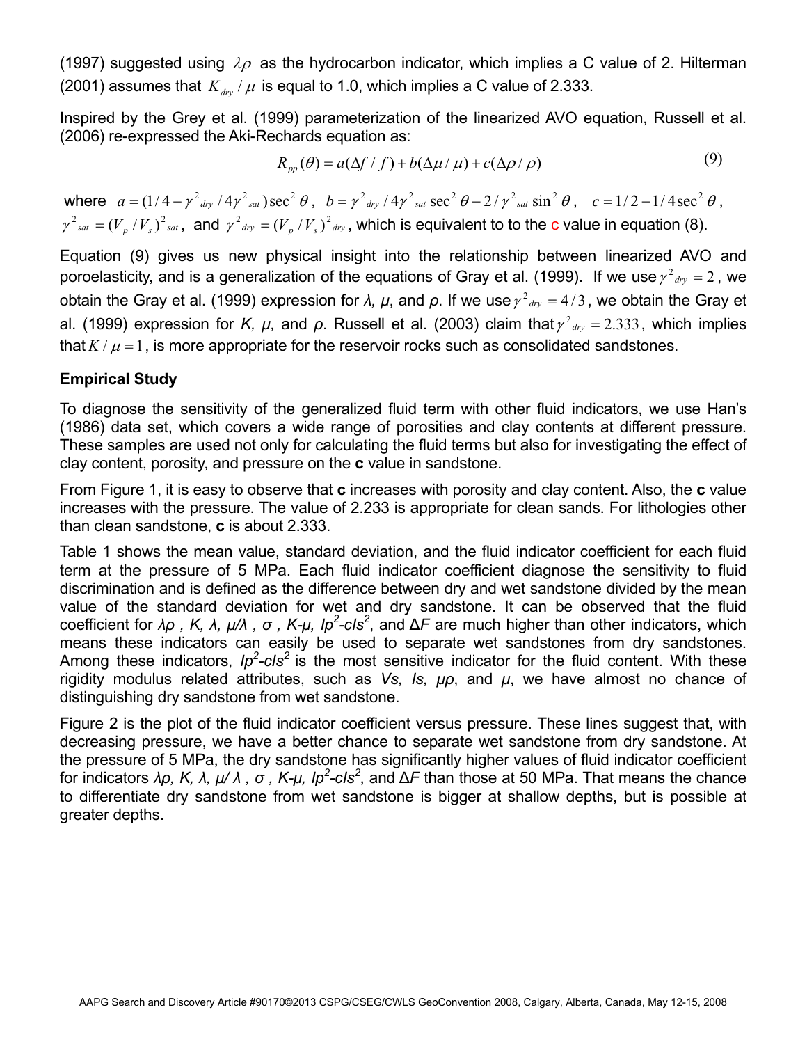(1997) suggested using $\lambda\rho$ as the hydrocarbon indicator, which implies a C value of 2. Hilterman (2001) assumes that $K_{dry}/\mu$ is equal to 1.0, which implies a C value of 2.333.

Inspired by the Grey et al. (1999) parameterization of the linearized AVO equation, Russell et al. (2006) re-expressed the Aki-Rechards equation as:

$$R_{pp}(\theta) = a(\Delta f / f) + b(\Delta \mu / \mu) + c(\Delta \rho / \rho) \tag{9}$$

where $a = (1/4 - \gamma^2_{dry}/4\gamma^2_{sat})\sec^2\theta$, $b = \gamma^2_{dry}/4\gamma^2_{sat}\sec^2\theta - 2/\gamma^2_{sat}\sin^2\theta$, $c = 1/2 - 1/4\sec^2\theta$, $\gamma^2_{sat} = (V_p/V_s)^2_{sat}$, and $\gamma^2_{dry} = (V_p/V_s)^2_{dry}$, which is equivalent to to the c value in equation (8).

Equation (9) gives us new physical insight into the relationship between linearized AVO and poroelasticity, and is a generalization of the equations of Gray et al. (1999). If we use $\gamma^2_{dry} = 2$, we obtain the Gray et al. (1999) expression for *λ, μ*, and *ρ*. If we use $\gamma^2_{dry} = 4/3$, we obtain the Gray et al. (1999) expression for *K, μ,* and *ρ*. Russell et al. (2003) claim that $\gamma^2_{dry} = 2.333$, which implies that $K/\mu = 1$, is more appropriate for the reservoir rocks such as consolidated sandstones.

## Empirical Study

To diagnose the sensitivity of the generalized fluid term with other fluid indicators, we use Han's (1986) data set, which covers a wide range of porosities and clay contents at different pressure. These samples are used not only for calculating the fluid terms but also for investigating the effect of clay content, porosity, and pressure on the **c** value in sandstone.

From Figure 1, it is easy to observe that **c** increases with porosity and clay content. Also, the **c** value increases with the pressure. The value of 2.233 is appropriate for clean sands. For lithologies other than clean sandstone, **c** is about 2.333.

Table 1 shows the mean value, standard deviation, and the fluid indicator coefficient for each fluid term at the pressure of 5 MPa. Each fluid indicator coefficient diagnose the sensitivity to fluid discrimination and is defined as the difference between dry and wet sandstone divided by the mean value of the standard deviation for wet and dry sandstone. It can be observed that the fluid coefficient for *λρ , K, λ, μ/λ , σ , K-μ,* $Ip^2\text{-}cIs^2$, and Δ*F* are much higher than other indicators, which means these indicators can easily be used to separate wet sandstones from dry sandstones. Among these indicators, $Ip^2\text{-}cIs^2$ is the most sensitive indicator for the fluid content. With these rigidity modulus related attributes, such as *Vs, Is, μρ*, and *μ*, we have almost no chance of distinguishing dry sandstone from wet sandstone.

Figure 2 is the plot of the fluid indicator coefficient versus pressure. These lines suggest that, with decreasing pressure, we have a better chance to separate wet sandstone from dry sandstone. At the pressure of 5 MPa, the dry sandstone has significantly higher values of fluid indicator coefficient for indicators *λρ, K, λ, μ/ λ , σ , K-μ,* $Ip^2\text{-}cIs^2$, and Δ*F* than those at 50 MPa. That means the chance to differentiate dry sandstone from wet sandstone is bigger at shallow depths, but is possible at greater depths.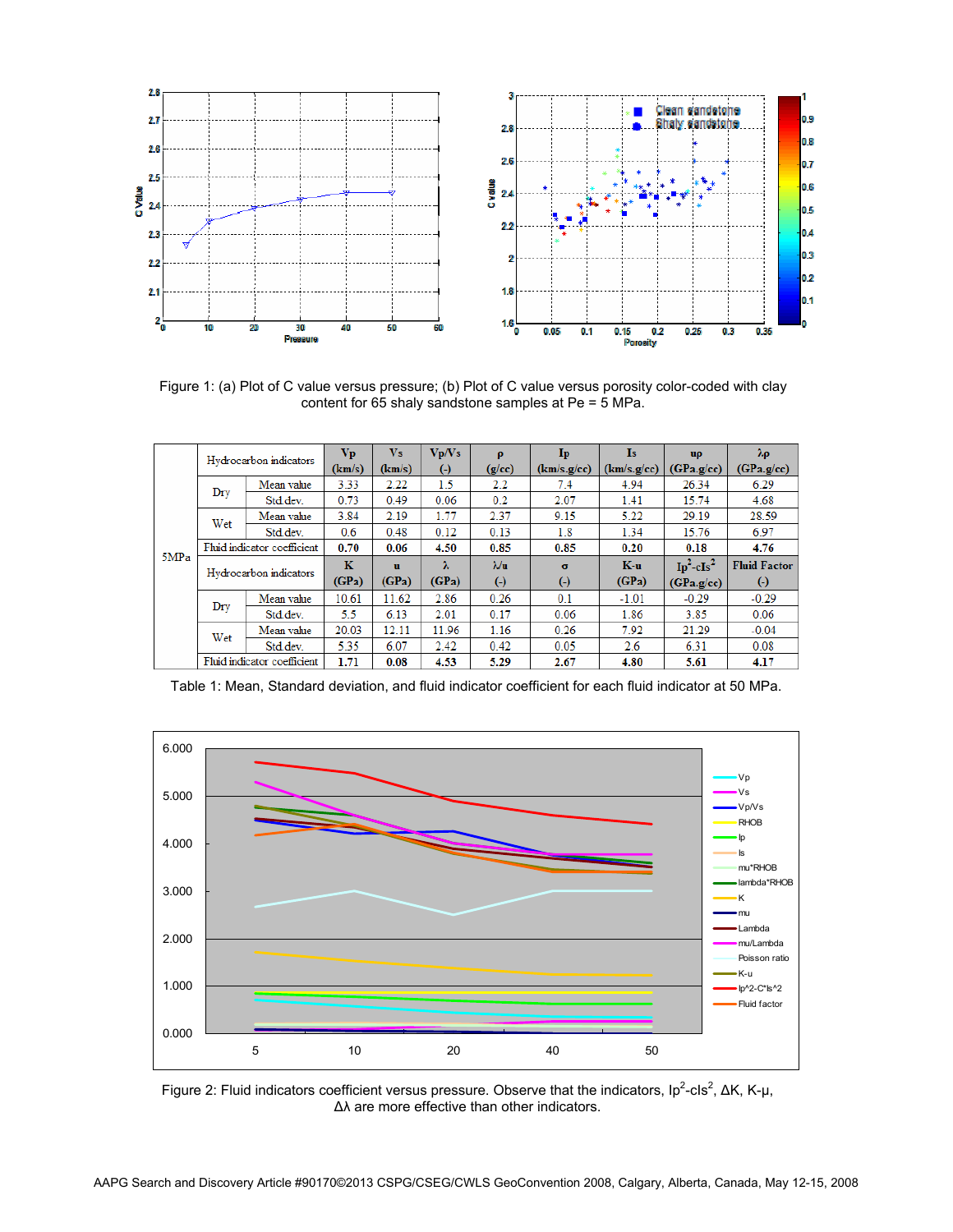Figure 1: (a) Plot of C value versus pressure; (b) Plot of C value versus porosity color-coded with clay content for 65 shaly sandstone samples at Pe = 5 MPa.

| | Hydrocarbon indicators | | Vp (km/s) | Vs (km/s) | Vp/Vs (-) | ρ (g/cc) | Ip (km/s.g/cc) | Is (km/s.g/cc) | uρ (GPa.g/cc) | λρ (GPa.g/cc) |
|---|---|---|---|---|---|---|---|---|---|---|
| 5MPa | Dry | Mean value | 3.33 | 2.22 | 1.5 | 2.2 | 7.4 | 4.94 | 26.34 | 6.29 |
| | | Std.dev. | 0.73 | 0.49 | 0.06 | 0.2 | 2.07 | 1.41 | 15.74 | 4.68 |
| | Wet | Mean value | 3.84 | 2.19 | 1.77 | 2.37 | 9.15 | 5.22 | 29.19 | 28.59 |
| | | Std.dev. | 0.6 | 0.48 | 0.12 | 0.13 | 1.8 | 1.34 | 15.76 | 6.97 |
| | Fluid indicator coefficient | | **0.70** | **0.06** | **4.50** | **0.85** | **0.85** | **0.20** | **0.18** | **4.76** |
| | Hydrocarbon indicators | | K (GPa) | u (GPa) | λ (GPa) | λ/u (-) | σ (-) | K-u (GPa) | $Ip^2$-$cIs^2$ (GPa.g/cc) | Fluid Factor (-) |
| | Dry | Mean value | 10.61 | 11.62 | 2.86 | 0.26 | 0.1 | -1.01 | -0.29 | -0.29 |
| | | Std.dev. | 5.5 | 6.13 | 2.01 | 0.17 | 0.06 | 1.86 | 3.85 | 0.06 |
| | Wet | Mean value | 20.03 | 12.11 | 11.96 | 1.16 | 0.26 | 7.92 | 21.29 | -0.04 |
| | | Std.dev. | 5.35 | 6.07 | 2.42 | 0.42 | 0.05 | 2.6 | 6.31 | 0.08 |
| | Fluid indicator coefficient | | **1.71** | **0.08** | **4.53** | **5.29** | **2.67** | **4.80** | **5.61** | **4.17** |

Table 1: Mean, Standard deviation, and fluid indicator coefficient for each fluid indicator at 50 MPa.

Figure 2: Fluid indicators coefficient versus pressure. Observe that the indicators, $Ip^2$-$cIs^2$, ΔK, K-μ, Δλ are more effective than other indicators.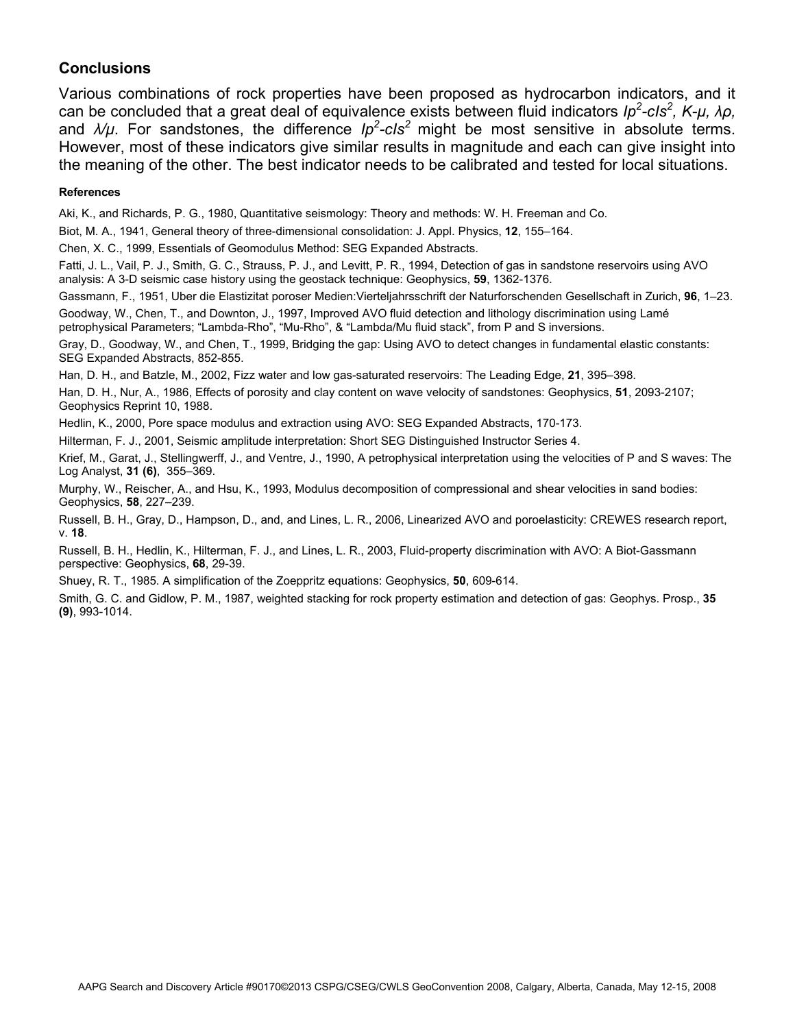## Conclusions

Various combinations of rock properties have been proposed as hydrocarbon indicators, and it can be concluded that a great deal of equivalence exists between fluid indicators $Ip^2$-$cIs^2$, $K$-$\mu$, $\lambda\rho$, and $\lambda/\mu$. For sandstones, the difference $Ip^2$-$cIs^2$ might be most sensitive in absolute terms. However, most of these indicators give similar results in magnitude and each can give insight into the meaning of the other. The best indicator needs to be calibrated and tested for local situations.

### References

Aki, K., and Richards, P. G., 1980, Quantitative seismology: Theory and methods: W. H. Freeman and Co.

Biot, M. A., 1941, General theory of three-dimensional consolidation: J. Appl. Physics, **12**, 155–164.

Chen, X. C., 1999, Essentials of Geomodulus Method: SEG Expanded Abstracts.

Fatti, J. L., Vail, P. J., Smith, G. C., Strauss, P. J., and Levitt, P. R., 1994, Detection of gas in sandstone reservoirs using AVO analysis: A 3-D seismic case history using the geostack technique: Geophysics, **59**, 1362-1376.

Gassmann, F., 1951, Uber die Elastizitat poroser Medien:Vierteljahrsschrift der Naturforschenden Gesellschaft in Zurich, **96**, 1–23.

Goodway, W., Chen, T., and Downton, J., 1997, Improved AVO fluid detection and lithology discrimination using Lamé petrophysical Parameters; "Lambda-Rho", "Mu-Rho", & "Lambda/Mu fluid stack", from P and S inversions.

Gray, D., Goodway, W., and Chen, T., 1999, Bridging the gap: Using AVO to detect changes in fundamental elastic constants: SEG Expanded Abstracts, 852-855.

Han, D. H., and Batzle, M., 2002, Fizz water and low gas-saturated reservoirs: The Leading Edge, **21**, 395–398.

Han, D. H., Nur, A., 1986, Effects of porosity and clay content on wave velocity of sandstones: Geophysics, **51**, 2093-2107; Geophysics Reprint 10, 1988.

Hedlin, K., 2000, Pore space modulus and extraction using AVO: SEG Expanded Abstracts, 170-173.

Hilterman, F. J., 2001, Seismic amplitude interpretation: Short SEG Distinguished Instructor Series 4.

Krief, M., Garat, J., Stellingwerff, J., and Ventre, J., 1990, A petrophysical interpretation using the velocities of P and S waves: The Log Analyst, **31 (6)**, 355–369.

Murphy, W., Reischer, A., and Hsu, K., 1993, Modulus decomposition of compressional and shear velocities in sand bodies: Geophysics, **58**, 227–239.

Russell, B. H., Gray, D., Hampson, D., and, and Lines, L. R., 2006, Linearized AVO and poroelasticity: CREWES research report, v. **18**.

Russell, B. H., Hedlin, K., Hilterman, F. J., and Lines, L. R., 2003, Fluid-property discrimination with AVO: A Biot-Gassmann perspective: Geophysics, **68**, 29-39.

Shuey, R. T., 1985. A simplification of the Zoeppritz equations: Geophysics, **50**, 609-614.

Smith, G. C. and Gidlow, P. M., 1987, weighted stacking for rock property estimation and detection of gas: Geophys. Prosp., **35 (9)**, 993-1014.